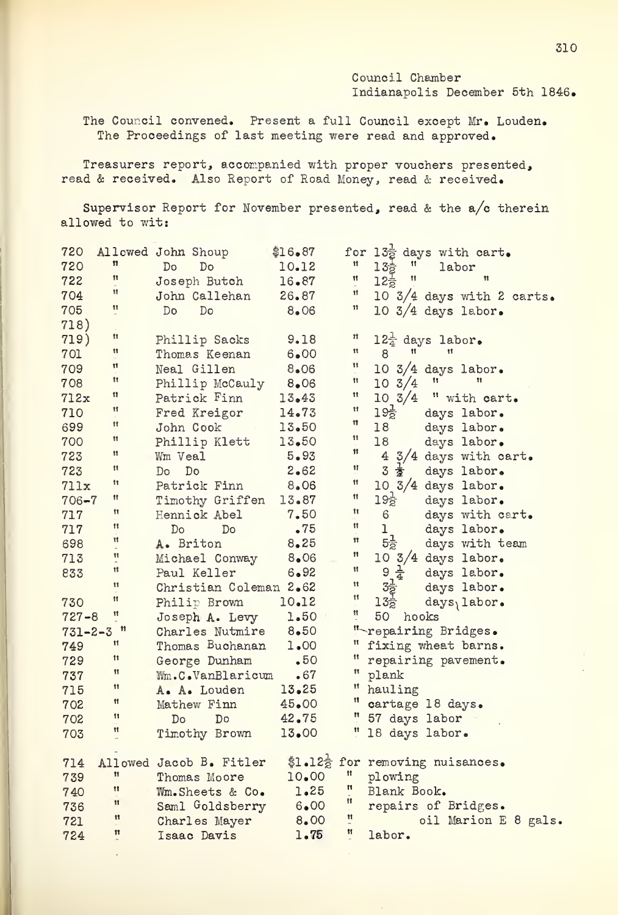Council Chamber
Indianapolis December 5th 1846.

The Council convened. Present a full Council except Mr. Louden. The Proceedings of last meeting were read and approved.

Treasurers report, accompanied with proper vouchers presented, read & received. Also Report of Road Money, read & received.

Supervisor Report for November presented, read & the a/c therein allowed to wit:

| | | | | |
|---|---|---|---|---|
| 720 | Allowed | John Shoup | $16.87 | for 13½ days with cart. |
| 720 | " | Do Do | 10.12 | " 13½ " labor |
| 722 | " | Joseph Butch | 16.87 | " 12½ " " |
| 704 | " | John Callehan | 26.87 | " 10 3/4 days with 2 carts. |
| 705 | " | Do Do | 8.06 | " 10 3/4 days labor. |
| 718) 719) | " | Phillip Sacks | 9.18 | " 12¼ days labor. |
| 701 | " | Thomas Keenan | 6.00 | " 8 " " |
| 709 | " | Neal Gillen | 8.06 | " 10 3/4 days labor. |
| 708 | " | Phillip McCauly | 8.06 | " 10 3/4 " " |
| 712x | " | Patrick Finn | 13.43 | " 10 3/4 " with cart. |
| 710 | " | Fred Kreigor | 14.73 | " 19½ days labor. |
| 699 | " | John Cook | 13.50 | " 18 days labor. |
| 700 | " | Phillip Klett | 13.50 | " 18 days labor. |
| 723 | " | Wm Veal | 5.93 | " 4 3/4 days with cart. |
| 723 | " | Do Do | 2.62 | " 3 ½ days labor. |
| 711x | " | Patrick Finn | 8.06 | " 10 3/4 days labor. |
| 706-7 | " | Timothy Griffen | 13.87 | " 19½ days labor. |
| 717 | " | Hennick Abel | 7.50 | " 6 days with cart. |
| 717 | " | Do Do | .75 | " 1 days labor. |
| 698 | " | A. Briton | 8.25 | " 5½ days with team |
| 713 | " | Michael Conway | 8.06 | " 10 3/4 days labor. |
| 833 | " | Paul Keller | 6.92 | " 9 ¼ days labor. |
| | " | Christian Coleman | 2.62 | " 3½ days labor. |
| 730 | " | Philip Brown | 10.12 | " 13½ days labor. |
| 727-8 | " | Joseph A. Levy | 1.50 | " 50 hooks |
| 731-2-3 | " | Charles Nutmire | 8.50 | " repairing Bridges. |
| 749 | " | Thomas Buchanan | 1.00 | " fixing wheat barns. |
| 729 | " | George Dunham | .50 | " repairing pavement. |
| 737 | " | Wm.C.VanBlaricum | .67 | " plank |
| 715 | " | A. A. Louden | 13.25 | " hauling |
| 702 | " | Mathew Finn | 45.00 | " cartage 18 days. |
| 702 | " | Do Do | 42.75 | " 57 days labor |
| 703 | " | Timothy Brown | 13.00 | " 18 days labor. |
| 714 | Allowed | Jacob B. Fitler | $1.12½ | for removing nuisances. |
| 739 | " | Thomas Moore | 10.00 | " plowing |
| 740 | " | Wm.Sheets & Co. | 1.25 | " Blank Book. |
| 736 | " | Saml Goldsberry | 6.00 | " repairs of Bridges. |
| 721 | " | Charles Mayer | 8.00 | " oil Marion E 8 gals. |
| 724 | " | Isaac Davis | 1.75 | " labor. |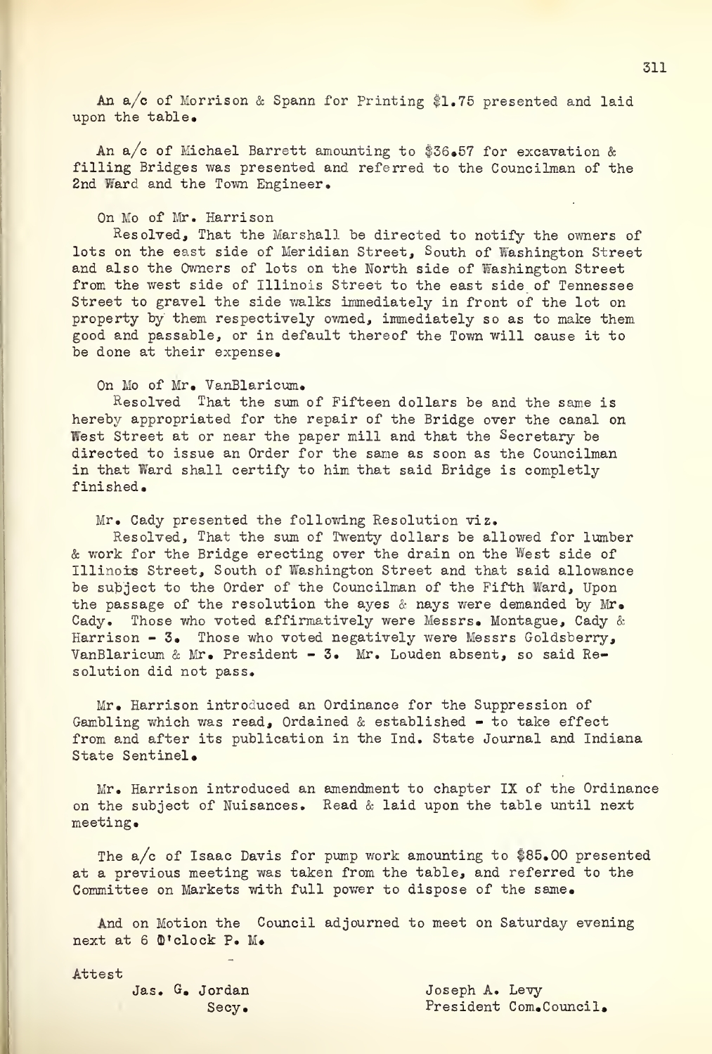An a/c of Morrison & Spann for Printing $1.75 presented and laid upon the table.

An a/c of Michael Barrett amounting to $36.57 for excavation & filling Bridges was presented and referred to the Councilman of the 2nd Ward and the Town Engineer.

On Mo of Mr. Harrison

Resolved, That the Marshall be directed to notify the owners of lots on the east side of Meridian Street, South of Washington Street and also the Owners of lots on the North side of Washington Street from the west side of Illinois Street to the east side of Tennessee Street to gravel the side walks immediately in front of the lot on property by them respectively owned, immediately so as to make them good and passable, or in default thereof the Town will cause it to be done at their expense.

On Mo of Mr. VanBlaricum.

Resolved That the sum of Fifteen dollars be and the same is hereby appropriated for the repair of the Bridge over the canal on West Street at or near the paper mill and that the Secretary be directed to issue an Order for the same as soon as the Councilman in that Ward shall certify to him that said Bridge is completly finished.

Mr. Cady presented the following Resolution viz.

Resolved, That the sum of Twenty dollars be allowed for lumber & work for the Bridge erecting over the drain on the West side of Illinois Street, South of Washington Street and that said allowance be subject to the Order of the Councilman of the Fifth Ward, Upon the passage of the resolution the ayes & nays were demanded by Mr. Cady. Those who voted affirmatively were Messrs. Montague, Cady & Harrison - 3. Those who voted negatively were Messrs Goldsberry, VanBlaricum & Mr. President - 3. Mr. Louden absent, so said Resolution did not pass.

Mr. Harrison introduced an Ordinance for the Suppression of Gambling which was read, Ordained & established - to take effect from and after its publication in the Ind. State Journal and Indiana State Sentinel.

Mr. Harrison introduced an amendment to chapter IX of the Ordinance on the subject of Nuisances. Read & laid upon the table until next meeting.

The a/c of Isaac Davis for pump work amounting to $85.00 presented at a previous meeting was taken from the table, and referred to the Committee on Markets with full power to dispose of the same.

And on Motion the Council adjourned to meet on Saturday evening next at 6 O'clock P. M.

Attest

Jas. G. Jordan
Secy.

Joseph A. Levy
President Com.Council.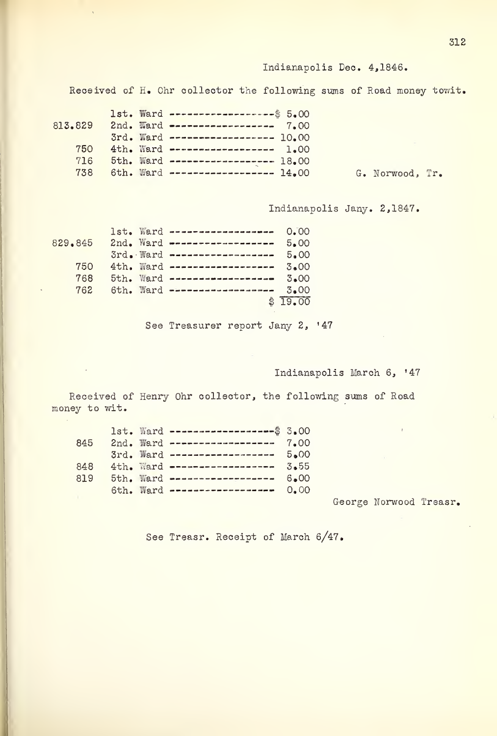Indianapolis Dec. 4,1846.

Received of H. Ohr collector the following sums of Road money towit.

| | | |
|---|---|---|
| | 1st. Ward ------------------ | $ 5.00 |
| 813.829 | 2nd. Ward ------------------ | 7.00 |
| | 3rd. Ward ------------------ | 10.00 |
| 750 | 4th. Ward ------------------ | 1.00 |
| 716 | 5th. Ward ------------------ | 18.00 |
| 738 | 6th. Ward ------------------ | 14.00 |

G. Norwood, Tr.

Indianapolis Jany. 2,1847.

| | | |
|---|---|---|
| | 1st. Ward ------------------ | 0.00 |
| 829.845 | 2nd. Ward ------------------ | 5.00 |
| | 3rd. Ward ------------------ | 5.00 |
| 750 | 4th. Ward ------------------ | 3.00 |
| 768 | 5th. Ward ------------------ | 3.00 |
| 762 | 6th. Ward ------------------ | 3.00 |
| | | $ 19.00 |

See Treasurer report Jany 2, '47

Indianapolis March 6, '47

Received of Henry Ohr collector, the following sums of Road money to wit.

| | | |
|---|---|---|
| | 1st. Ward ------------------ | $ 3.00 |
| 845 | 2nd. Ward ------------------ | 7.00 |
| | 3rd. Ward ------------------ | 5.00 |
| 848 | 4th. Ward ------------------ | 3.55 |
| 819 | 5th. Ward ------------------ | 6.00 |
| | 6th. Ward ------------------ | 0.00 |

George Norwood Treasr.

See Treasr. Receipt of March 6/47.